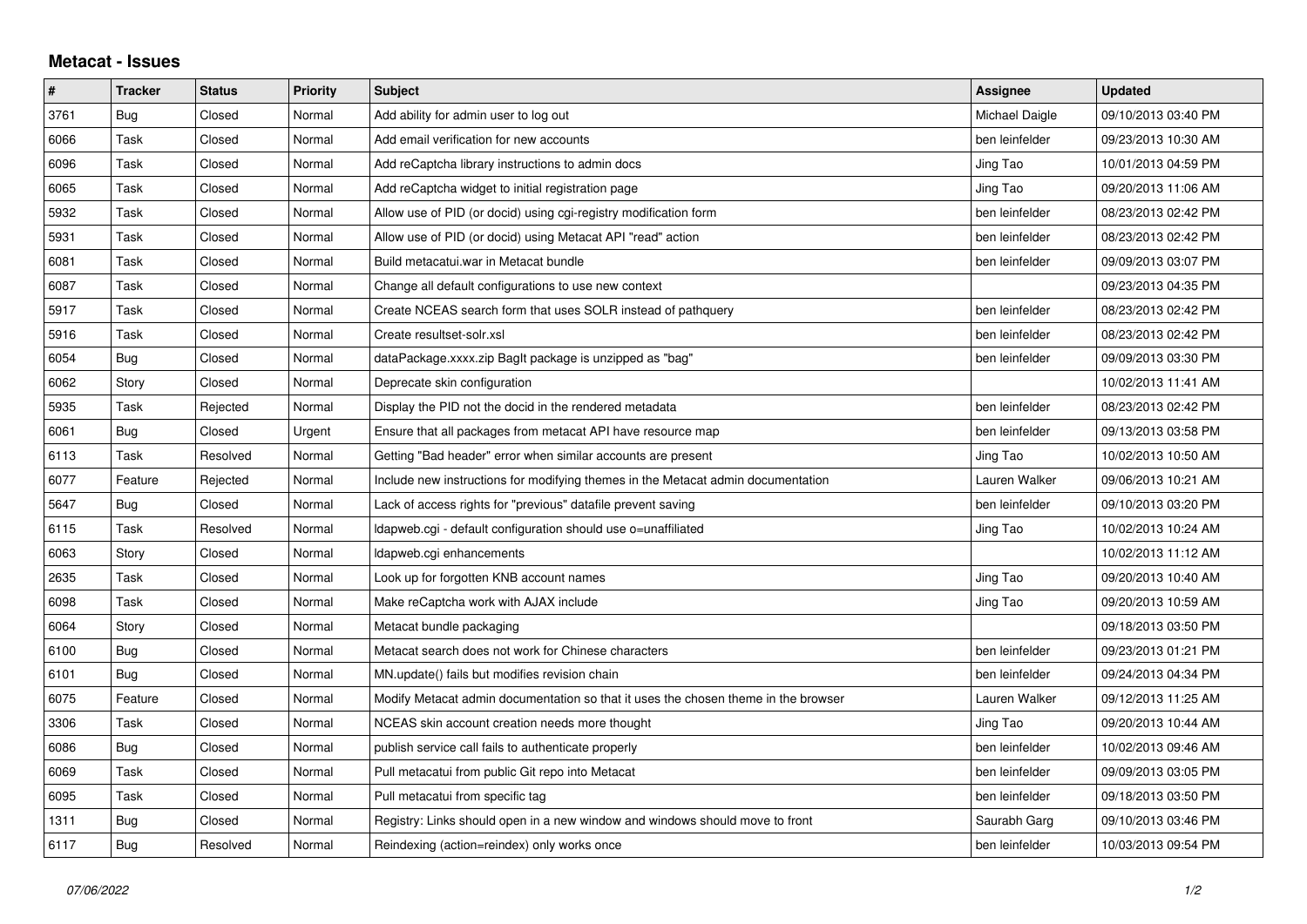# Metacat - Issues

| # | Tracker | Status | Priority | Subject | Assignee | Updated |
|---|---|---|---|---|---|---|
| 3761 | Bug | Closed | Normal | Add ability for admin user to log out | Michael Daigle | 09/10/2013 03:40 PM |
| 6066 | Task | Closed | Normal | Add email verification for new accounts | ben leinfelder | 09/23/2013 10:30 AM |
| 6096 | Task | Closed | Normal | Add reCaptcha library instructions to admin docs | Jing Tao | 10/01/2013 04:59 PM |
| 6065 | Task | Closed | Normal | Add reCaptcha widget to initial registration page | Jing Tao | 09/20/2013 11:06 AM |
| 5932 | Task | Closed | Normal | Allow use of PID (or docid) using cgi-registry modification form | ben leinfelder | 08/23/2013 02:42 PM |
| 5931 | Task | Closed | Normal | Allow use of PID (or docid) using Metacat API "read" action | ben leinfelder | 08/23/2013 02:42 PM |
| 6081 | Task | Closed | Normal | Build metacatui.war in Metacat bundle | ben leinfelder | 09/09/2013 03:07 PM |
| 6087 | Task | Closed | Normal | Change all default configurations to use new context | | 09/23/2013 04:35 PM |
| 5917 | Task | Closed | Normal | Create NCEAS search form that uses SOLR instead of pathquery | ben leinfelder | 08/23/2013 02:42 PM |
| 5916 | Task | Closed | Normal | Create resultset-solr.xsl | ben leinfelder | 08/23/2013 02:42 PM |
| 6054 | Bug | Closed | Normal | dataPackage.xxxx.zip BagIt package is unzipped as "bag" | ben leinfelder | 09/09/2013 03:30 PM |
| 6062 | Story | Closed | Normal | Deprecate skin configuration | | 10/02/2013 11:41 AM |
| 5935 | Task | Rejected | Normal | Display the PID not the docid in the rendered metadata | ben leinfelder | 08/23/2013 02:42 PM |
| 6061 | Bug | Closed | Urgent | Ensure that all packages from metacat API have resource map | ben leinfelder | 09/13/2013 03:58 PM |
| 6113 | Task | Resolved | Normal | Getting "Bad header" error when similar accounts are present | Jing Tao | 10/02/2013 10:50 AM |
| 6077 | Feature | Rejected | Normal | Include new instructions for modifying themes in the Metacat admin documentation | Lauren Walker | 09/06/2013 10:21 AM |
| 5647 | Bug | Closed | Normal | Lack of access rights for "previous" datafile prevent saving | ben leinfelder | 09/10/2013 03:20 PM |
| 6115 | Task | Resolved | Normal | ldapweb.cgi - default configuration should use o=unaffiliated | Jing Tao | 10/02/2013 10:24 AM |
| 6063 | Story | Closed | Normal | ldapweb.cgi enhancements | | 10/02/2013 11:12 AM |
| 2635 | Task | Closed | Normal | Look up for forgotten KNB account names | Jing Tao | 09/20/2013 10:40 AM |
| 6098 | Task | Closed | Normal | Make reCaptcha work with AJAX include | Jing Tao | 09/20/2013 10:59 AM |
| 6064 | Story | Closed | Normal | Metacat bundle packaging | | 09/18/2013 03:50 PM |
| 6100 | Bug | Closed | Normal | Metacat search does not work for Chinese characters | ben leinfelder | 09/23/2013 01:21 PM |
| 6101 | Bug | Closed | Normal | MN.update() fails but modifies revision chain | ben leinfelder | 09/24/2013 04:34 PM |
| 6075 | Feature | Closed | Normal | Modify Metacat admin documentation so that it uses the chosen theme in the browser | Lauren Walker | 09/12/2013 11:25 AM |
| 3306 | Task | Closed | Normal | NCEAS skin account creation needs more thought | Jing Tao | 09/20/2013 10:44 AM |
| 6086 | Bug | Closed | Normal | publish service call fails to authenticate properly | ben leinfelder | 10/02/2013 09:46 AM |
| 6069 | Task | Closed | Normal | Pull metacatui from public Git repo into Metacat | ben leinfelder | 09/09/2013 03:05 PM |
| 6095 | Task | Closed | Normal | Pull metacatui from specific tag | ben leinfelder | 09/18/2013 03:50 PM |
| 1311 | Bug | Closed | Normal | Registry: Links should open in a new window and windows should move to front | Saurabh Garg | 09/10/2013 03:46 PM |
| 6117 | Bug | Resolved | Normal | Reindexing (action=reindex) only works once | ben leinfelder | 10/03/2013 09:54 PM |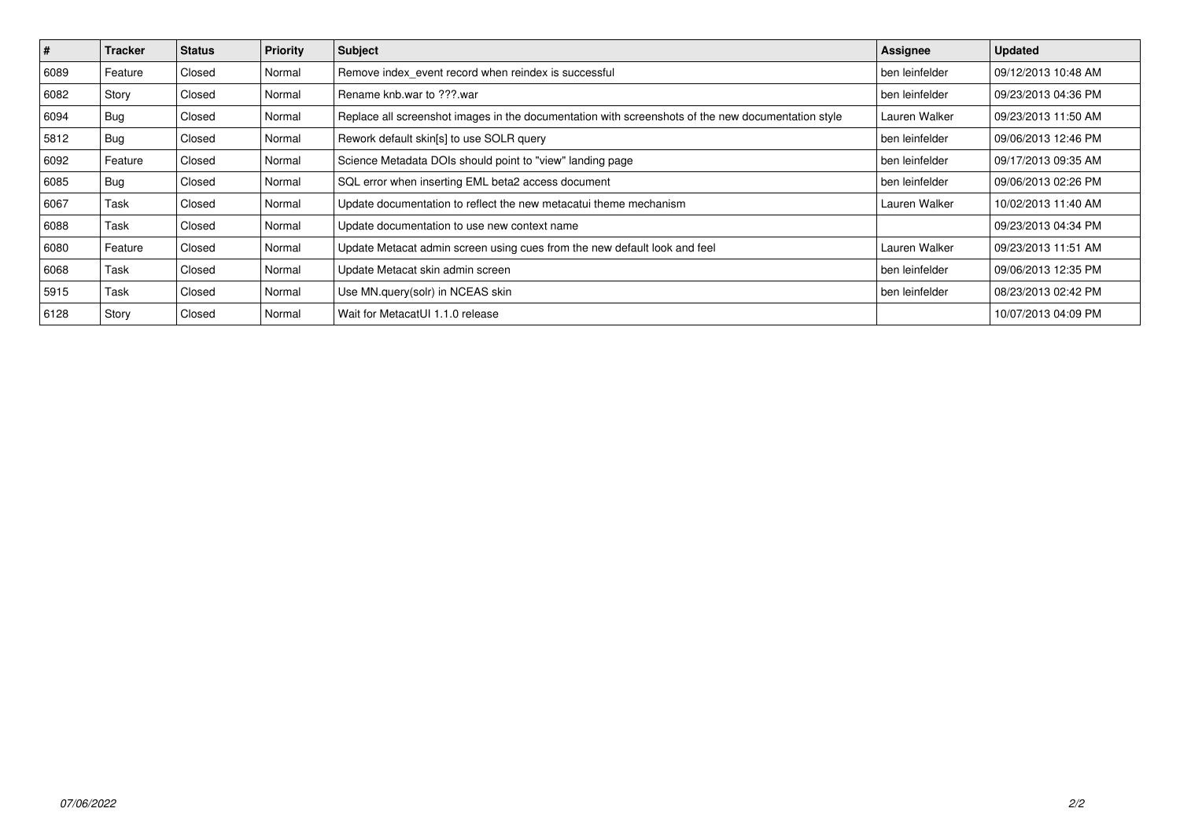| # | Tracker | Status | Priority | Subject | Assignee | Updated |
|---|---|---|---|---|---|---|
| 6089 | Feature | Closed | Normal | Remove index_event record when reindex is successful | ben leinfelder | 09/12/2013 10:48 AM |
| 6082 | Story | Closed | Normal | Rename knb.war to ???.war | ben leinfelder | 09/23/2013 04:36 PM |
| 6094 | Bug | Closed | Normal | Replace all screenshot images in the documentation with screenshots of the new documentation style | Lauren Walker | 09/23/2013 11:50 AM |
| 5812 | Bug | Closed | Normal | Rework default skin[s] to use SOLR query | ben leinfelder | 09/06/2013 12:46 PM |
| 6092 | Feature | Closed | Normal | Science Metadata DOIs should point to "view" landing page | ben leinfelder | 09/17/2013 09:35 AM |
| 6085 | Bug | Closed | Normal | SQL error when inserting EML beta2 access document | ben leinfelder | 09/06/2013 02:26 PM |
| 6067 | Task | Closed | Normal | Update documentation to reflect the new metacatui theme mechanism | Lauren Walker | 10/02/2013 11:40 AM |
| 6088 | Task | Closed | Normal | Update documentation to use new context name | | 09/23/2013 04:34 PM |
| 6080 | Feature | Closed | Normal | Update Metacat admin screen using cues from the new default look and feel | Lauren Walker | 09/23/2013 11:51 AM |
| 6068 | Task | Closed | Normal | Update Metacat skin admin screen | ben leinfelder | 09/06/2013 12:35 PM |
| 5915 | Task | Closed | Normal | Use MN.query(solr) in NCEAS skin | ben leinfelder | 08/23/2013 02:42 PM |
| 6128 | Story | Closed | Normal | Wait for MetacatUI 1.1.0 release | | 10/07/2013 04:09 PM |